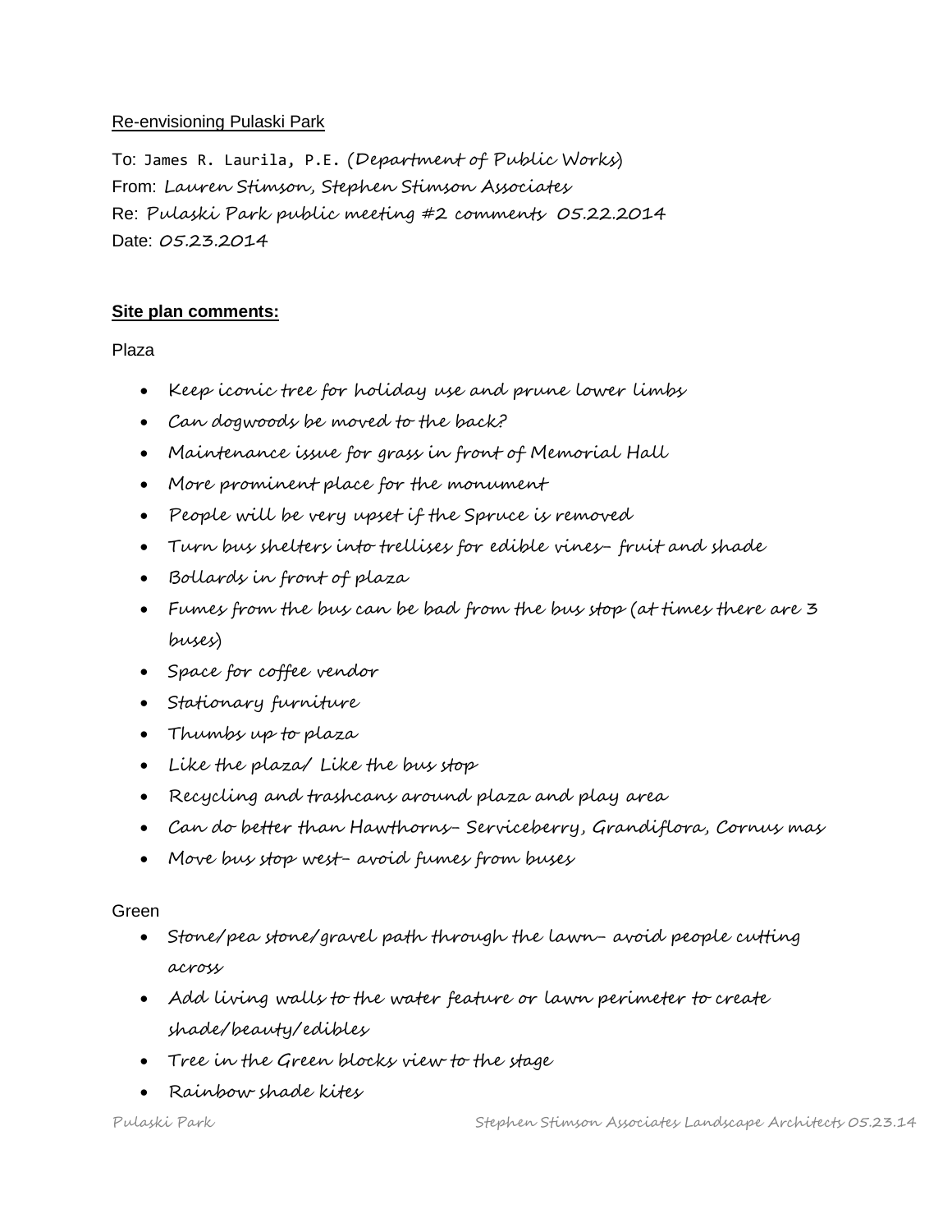Re-envisioning Pulaski Park

To: James R. Laurila, P.E. (Department of Public Works)
From: Lauren Stimson, Stephen Stimson Associates
Re: Pulaski Park public meeting #2 comments 05.22.2014
Date: 05.23.2014

**Site plan comments:**

Plaza

- Keep iconic tree for holiday use and prune lower limbs
- Can dogwoods be moved to the back?
- Maintenance issue for grass in front of Memorial Hall
- More prominent place for the monument
- People will be very upset if the Spruce is removed
- Turn bus shelters into trellises for edible vines– fruit and shade
- Bollards in front of plaza
- Fumes from the bus can be bad from the bus stop (at times there are 3 buses)
- Space for coffee vendor
- Stationary furniture
- Thumbs up to plaza
- Like the plaza/ Like the bus stop
- Recycling and trashcans around plaza and play area
- Can do better than Hawthorns– Serviceberry, Grandiflora, Cornus mas
- Move bus stop west– avoid fumes from buses

Green

- Stone/pea stone/gravel path through the lawn– avoid people cutting across
- Add living walls to the water feature or lawn perimeter to create shade/beauty/edibles
- Tree in the Green blocks view to the stage
- Rainbow shade kites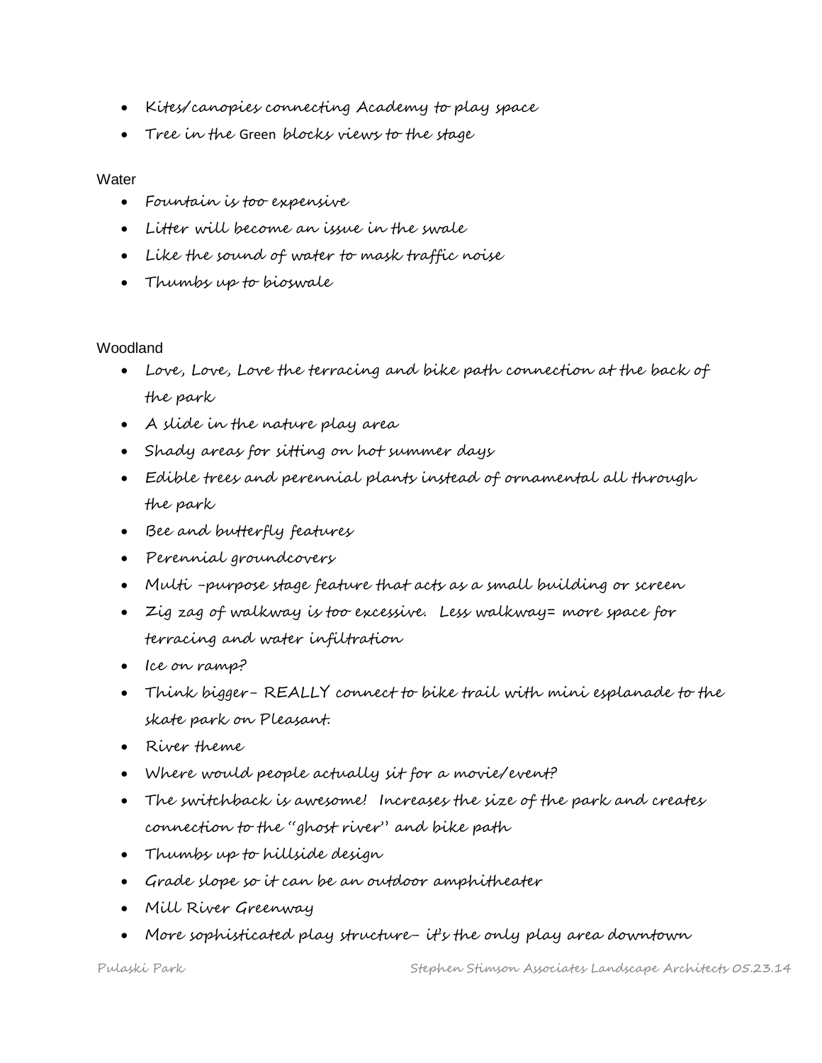- Kites/canopies connecting Academy to play space
- Tree in the Green blocks views to the stage

Water

- Fountain is too expensive
- Litter will become an issue in the swale
- Like the sound of water to mask traffic noise
- Thumbs up to bioswale

Woodland

- Love, Love, Love the terracing and bike path connection at the back of the park
- A slide in the nature play area
- Shady areas for sitting on hot summer days
- Edible trees and perennial plants instead of ornamental all through the park
- Bee and butterfly features
- Perennial groundcovers
- Multi -purpose stage feature that acts as a small building or screen
- Zig zag of walkway is too excessive. Less walkway= more space for terracing and water infiltration
- Ice on ramp?
- Think bigger- REALLY connect to bike trail with mini esplanade to the skate park on Pleasant.
- River theme
- Where would people actually sit for a movie/event?
- The switchback is awesome! Increases the size of the park and creates connection to the "ghost river" and bike path
- Thumbs up to hillside design
- Grade slope so it can be an outdoor amphitheater
- Mill River Greenway
- More sophisticated play structure- it's the only play area downtown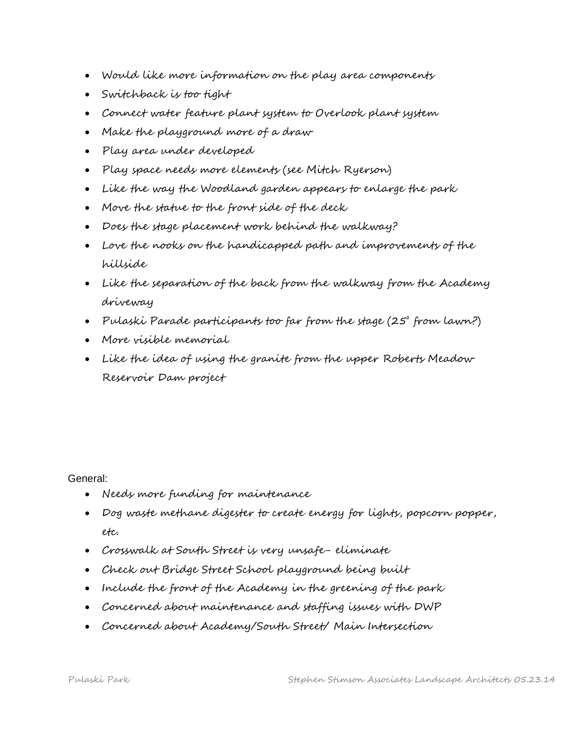- Would like more information on the play area components
- Switchback is too tight
- Connect water feature plant system to Overlook plant system
- Make the playground more of a draw
- Play area under developed
- Play space needs more elements (see Mitch Ryerson)
- Like the way the Woodland garden appears to enlarge the park
- Move the statue to the front side of the deck
- Does the stage placement work behind the walkway?
- Love the nooks on the handicapped path and improvements of the hillside
- Like the separation of the back from the walkway from the Academy driveway
- Pulaski Parade participants too far from the stage (25' from lawn?)
- More visible memorial
- Like the idea of using the granite from the upper Roberts Meadow Reservoir Dam project

General:

- Needs more funding for maintenance
- Dog waste methane digester to create energy for lights, popcorn popper, etc.
- Crosswalk at South Street is very unsafe- eliminate
- Check out Bridge Street School playground being built
- Include the front of the Academy in the greening of the park
- Concerned about maintenance and staffing issues with DWP
- Concerned about Academy/South Street/ Main Intersection